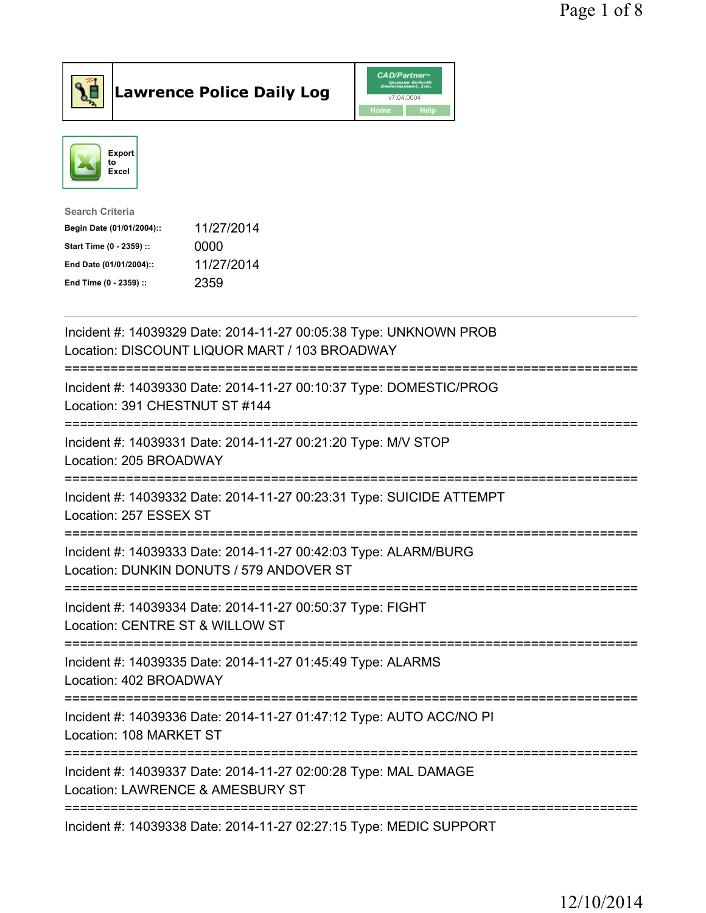# Lawrence Police Daily Log

CAD/Partner v7.04.0004

Home Help

Export to Excel

**Search Criteria**

| | |
|---|---|
| **Begin Date (01/01/2004)::** | 11/27/2014 |
| **Start Time (0 - 2359) ::** | 0000 |
| **End Date (01/01/2004)::** | 11/27/2014 |
| **End Time (0 - 2359) ::** | 2359 |

---

Incident #: 14039329 Date: 2014-11-27 00:05:38 Type: UNKNOWN PROB
Location: DISCOUNT LIQUOR MART / 103 BROADWAY

===========================================================================

Incident #: 14039330 Date: 2014-11-27 00:10:37 Type: DOMESTIC/PROG
Location: 391 CHESTNUT ST #144

===========================================================================

Incident #: 14039331 Date: 2014-11-27 00:21:20 Type: M/V STOP
Location: 205 BROADWAY

===========================================================================

Incident #: 14039332 Date: 2014-11-27 00:23:31 Type: SUICIDE ATTEMPT
Location: 257 ESSEX ST

===========================================================================

Incident #: 14039333 Date: 2014-11-27 00:42:03 Type: ALARM/BURG
Location: DUNKIN DONUTS / 579 ANDOVER ST

===========================================================================

Incident #: 14039334 Date: 2014-11-27 00:50:37 Type: FIGHT
Location: CENTRE ST & WILLOW ST

===========================================================================

Incident #: 14039335 Date: 2014-11-27 01:45:49 Type: ALARMS
Location: 402 BROADWAY

===========================================================================

Incident #: 14039336 Date: 2014-11-27 01:47:12 Type: AUTO ACC/NO PI
Location: 108 MARKET ST

===========================================================================

Incident #: 14039337 Date: 2014-11-27 02:00:28 Type: MAL DAMAGE
Location: LAWRENCE & AMESBURY ST

===========================================================================

Incident #: 14039338 Date: 2014-11-27 02:27:15 Type: MEDIC SUPPORT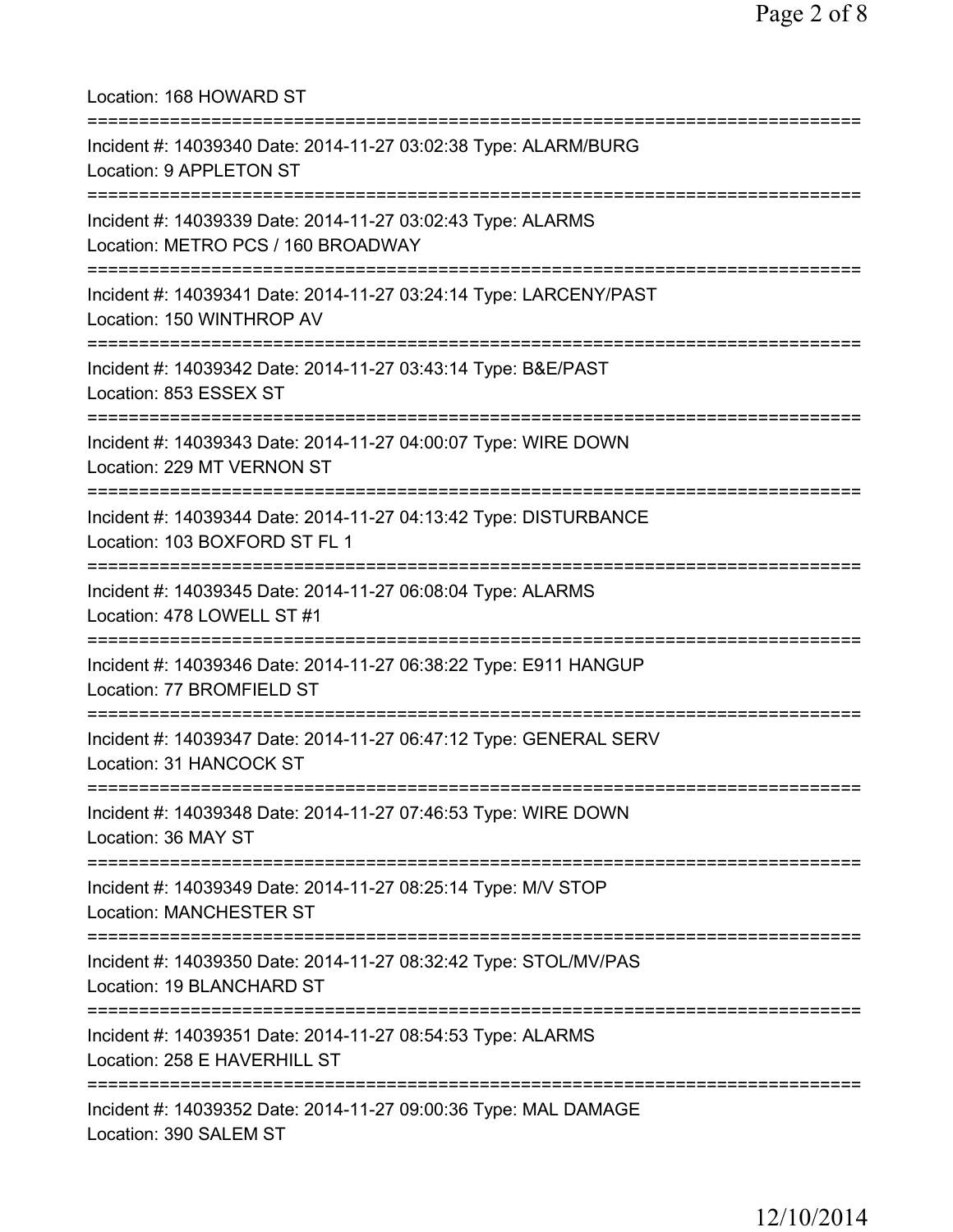Location: 168 HOWARD ST

===========================================================================

Incident #: 14039340 Date: 2014-11-27 03:02:38 Type: ALARM/BURG
Location: 9 APPLETON ST

===========================================================================

Incident #: 14039339 Date: 2014-11-27 03:02:43 Type: ALARMS
Location: METRO PCS / 160 BROADWAY

===========================================================================

Incident #: 14039341 Date: 2014-11-27 03:24:14 Type: LARCENY/PAST
Location: 150 WINTHROP AV

===========================================================================

Incident #: 14039342 Date: 2014-11-27 03:43:14 Type: B&E/PAST
Location: 853 ESSEX ST

===========================================================================

Incident #: 14039343 Date: 2014-11-27 04:00:07 Type: WIRE DOWN
Location: 229 MT VERNON ST

===========================================================================

Incident #: 14039344 Date: 2014-11-27 04:13:42 Type: DISTURBANCE
Location: 103 BOXFORD ST FL 1

===========================================================================

Incident #: 14039345 Date: 2014-11-27 06:08:04 Type: ALARMS
Location: 478 LOWELL ST #1

===========================================================================

Incident #: 14039346 Date: 2014-11-27 06:38:22 Type: E911 HANGUP
Location: 77 BROMFIELD ST

===========================================================================

Incident #: 14039347 Date: 2014-11-27 06:47:12 Type: GENERAL SERV
Location: 31 HANCOCK ST

===========================================================================

Incident #: 14039348 Date: 2014-11-27 07:46:53 Type: WIRE DOWN
Location: 36 MAY ST

===========================================================================

Incident #: 14039349 Date: 2014-11-27 08:25:14 Type: M/V STOP
Location: MANCHESTER ST

===========================================================================

Incident #: 14039350 Date: 2014-11-27 08:32:42 Type: STOL/MV/PAS
Location: 19 BLANCHARD ST

===========================================================================

Incident #: 14039351 Date: 2014-11-27 08:54:53 Type: ALARMS
Location: 258 E HAVERHILL ST

===========================================================================

Incident #: 14039352 Date: 2014-11-27 09:00:36 Type: MAL DAMAGE
Location: 390 SALEM ST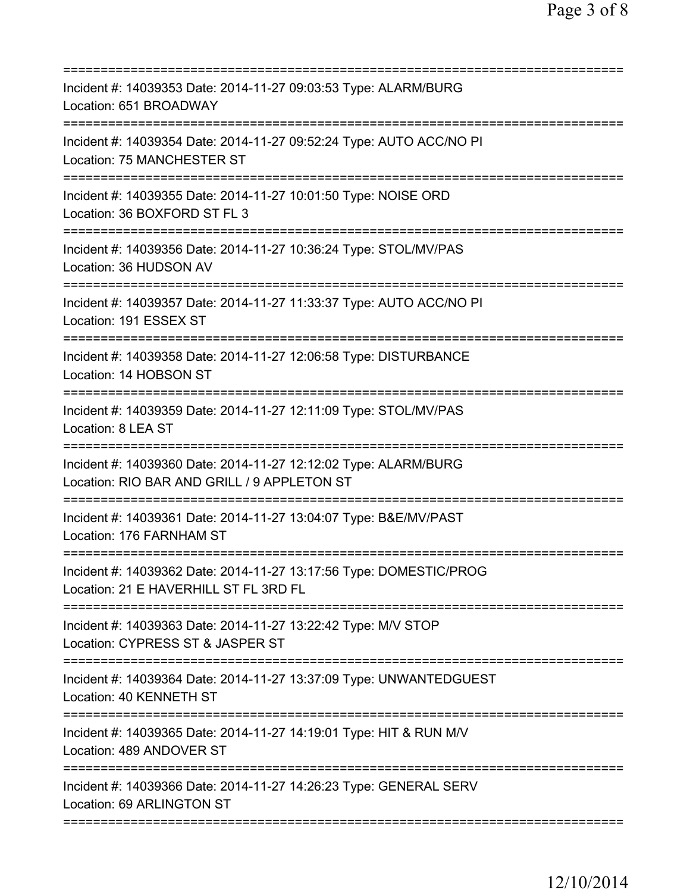Incident #: 14039353 Date: 2014-11-27 09:03:53 Type: ALARM/BURG
Location: 651 BROADWAY

Incident #: 14039354 Date: 2014-11-27 09:52:24 Type: AUTO ACC/NO PI
Location: 75 MANCHESTER ST

Incident #: 14039355 Date: 2014-11-27 10:01:50 Type: NOISE ORD
Location: 36 BOXFORD ST FL 3

Incident #: 14039356 Date: 2014-11-27 10:36:24 Type: STOL/MV/PAS
Location: 36 HUDSON AV

Incident #: 14039357 Date: 2014-11-27 11:33:37 Type: AUTO ACC/NO PI
Location: 191 ESSEX ST

Incident #: 14039358 Date: 2014-11-27 12:06:58 Type: DISTURBANCE
Location: 14 HOBSON ST

Incident #: 14039359 Date: 2014-11-27 12:11:09 Type: STOL/MV/PAS
Location: 8 LEA ST

Incident #: 14039360 Date: 2014-11-27 12:12:02 Type: ALARM/BURG
Location: RIO BAR AND GRILL / 9 APPLETON ST

Incident #: 14039361 Date: 2014-11-27 13:04:07 Type: B&E/MV/PAST
Location: 176 FARNHAM ST

Incident #: 14039362 Date: 2014-11-27 13:17:56 Type: DOMESTIC/PROG
Location: 21 E HAVERHILL ST FL 3RD FL

Incident #: 14039363 Date: 2014-11-27 13:22:42 Type: M/V STOP
Location: CYPRESS ST & JASPER ST

Incident #: 14039364 Date: 2014-11-27 13:37:09 Type: UNWANTEDGUEST
Location: 40 KENNETH ST

Incident #: 14039365 Date: 2014-11-27 14:19:01 Type: HIT & RUN M/V
Location: 489 ANDOVER ST

Incident #: 14039366 Date: 2014-11-27 14:26:23 Type: GENERAL SERV
Location: 69 ARLINGTON ST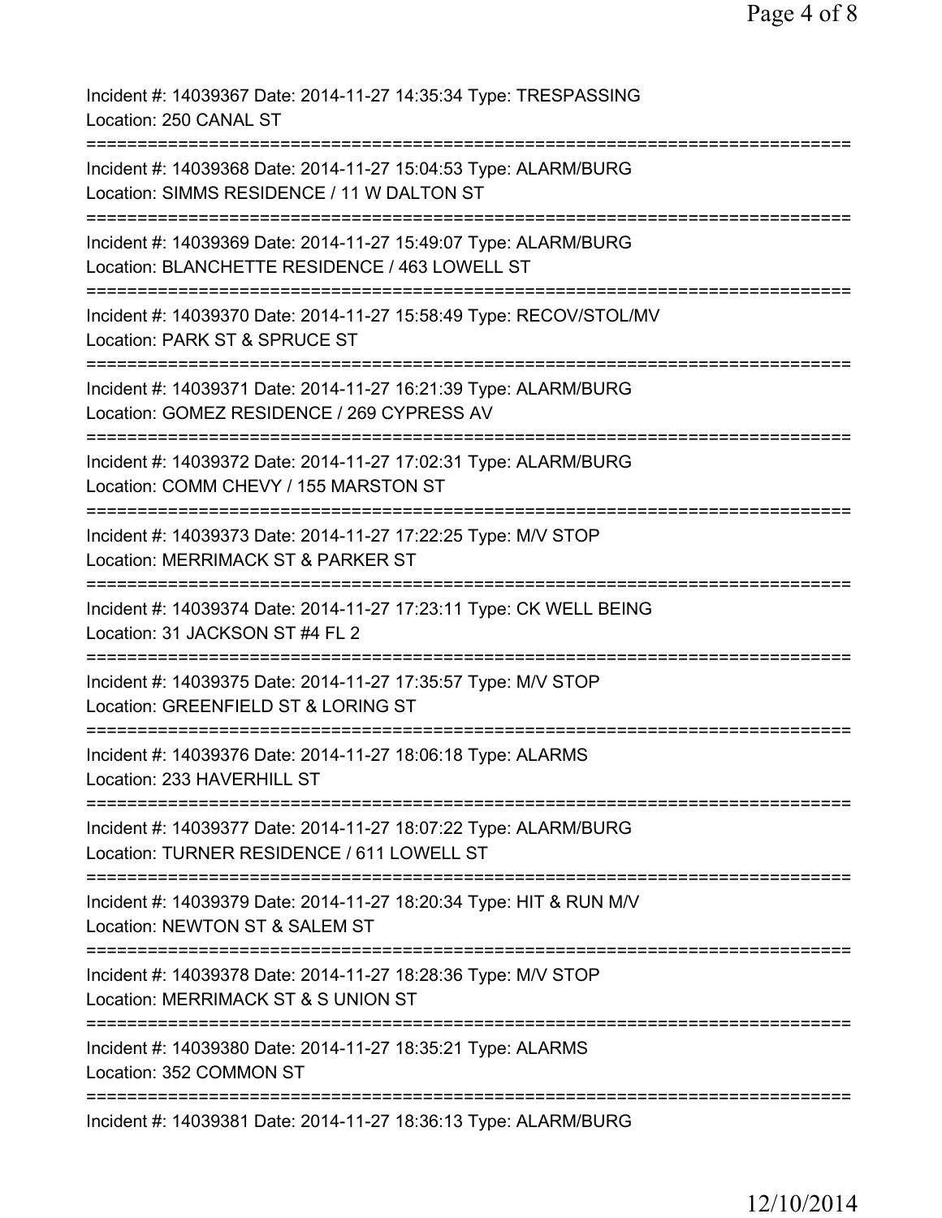Incident #: 14039367 Date: 2014-11-27 14:35:34 Type: TRESPASSING
Location: 250 CANAL ST

===========================================================================

Incident #: 14039368 Date: 2014-11-27 15:04:53 Type: ALARM/BURG
Location: SIMMS RESIDENCE / 11 W DALTON ST

===========================================================================

Incident #: 14039369 Date: 2014-11-27 15:49:07 Type: ALARM/BURG
Location: BLANCHETTE RESIDENCE / 463 LOWELL ST

===========================================================================

Incident #: 14039370 Date: 2014-11-27 15:58:49 Type: RECOV/STOL/MV
Location: PARK ST & SPRUCE ST

===========================================================================

Incident #: 14039371 Date: 2014-11-27 16:21:39 Type: ALARM/BURG
Location: GOMEZ RESIDENCE / 269 CYPRESS AV

===========================================================================

Incident #: 14039372 Date: 2014-11-27 17:02:31 Type: ALARM/BURG
Location: COMM CHEVY / 155 MARSTON ST

===========================================================================

Incident #: 14039373 Date: 2014-11-27 17:22:25 Type: M/V STOP
Location: MERRIMACK ST & PARKER ST

===========================================================================

Incident #: 14039374 Date: 2014-11-27 17:23:11 Type: CK WELL BEING
Location: 31 JACKSON ST #4 FL 2

===========================================================================

Incident #: 14039375 Date: 2014-11-27 17:35:57 Type: M/V STOP
Location: GREENFIELD ST & LORING ST

===========================================================================

Incident #: 14039376 Date: 2014-11-27 18:06:18 Type: ALARMS
Location: 233 HAVERHILL ST

===========================================================================

Incident #: 14039377 Date: 2014-11-27 18:07:22 Type: ALARM/BURG
Location: TURNER RESIDENCE / 611 LOWELL ST

===========================================================================

Incident #: 14039379 Date: 2014-11-27 18:20:34 Type: HIT & RUN M/V
Location: NEWTON ST & SALEM ST

===========================================================================

Incident #: 14039378 Date: 2014-11-27 18:28:36 Type: M/V STOP
Location: MERRIMACK ST & S UNION ST

===========================================================================

Incident #: 14039380 Date: 2014-11-27 18:35:21 Type: ALARMS
Location: 352 COMMON ST

===========================================================================

Incident #: 14039381 Date: 2014-11-27 18:36:13 Type: ALARM/BURG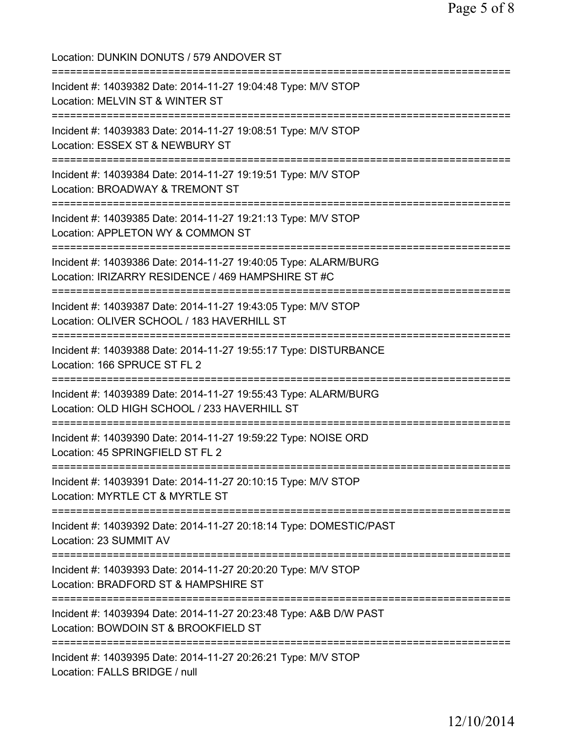Location: DUNKIN DONUTS / 579 ANDOVER ST

===========================================================================

Incident #: 14039382 Date: 2014-11-27 19:04:48 Type: M/V STOP
Location: MELVIN ST & WINTER ST

===========================================================================

Incident #: 14039383 Date: 2014-11-27 19:08:51 Type: M/V STOP
Location: ESSEX ST & NEWBURY ST

===========================================================================

Incident #: 14039384 Date: 2014-11-27 19:19:51 Type: M/V STOP
Location: BROADWAY & TREMONT ST

===========================================================================

Incident #: 14039385 Date: 2014-11-27 19:21:13 Type: M/V STOP
Location: APPLETON WY & COMMON ST

===========================================================================

Incident #: 14039386 Date: 2014-11-27 19:40:05 Type: ALARM/BURG
Location: IRIZARRY RESIDENCE / 469 HAMPSHIRE ST #C

===========================================================================

Incident #: 14039387 Date: 2014-11-27 19:43:05 Type: M/V STOP
Location: OLIVER SCHOOL / 183 HAVERHILL ST

===========================================================================

Incident #: 14039388 Date: 2014-11-27 19:55:17 Type: DISTURBANCE
Location: 166 SPRUCE ST FL 2

===========================================================================

Incident #: 14039389 Date: 2014-11-27 19:55:43 Type: ALARM/BURG
Location: OLD HIGH SCHOOL / 233 HAVERHILL ST

===========================================================================

Incident #: 14039390 Date: 2014-11-27 19:59:22 Type: NOISE ORD
Location: 45 SPRINGFIELD ST FL 2

===========================================================================

Incident #: 14039391 Date: 2014-11-27 20:10:15 Type: M/V STOP
Location: MYRTLE CT & MYRTLE ST

===========================================================================

Incident #: 14039392 Date: 2014-11-27 20:18:14 Type: DOMESTIC/PAST
Location: 23 SUMMIT AV

===========================================================================

Incident #: 14039393 Date: 2014-11-27 20:20:20 Type: M/V STOP
Location: BRADFORD ST & HAMPSHIRE ST

===========================================================================

Incident #: 14039394 Date: 2014-11-27 20:23:48 Type: A&B D/W PAST
Location: BOWDOIN ST & BROOKFIELD ST

===========================================================================

Incident #: 14039395 Date: 2014-11-27 20:26:21 Type: M/V STOP
Location: FALLS BRIDGE / null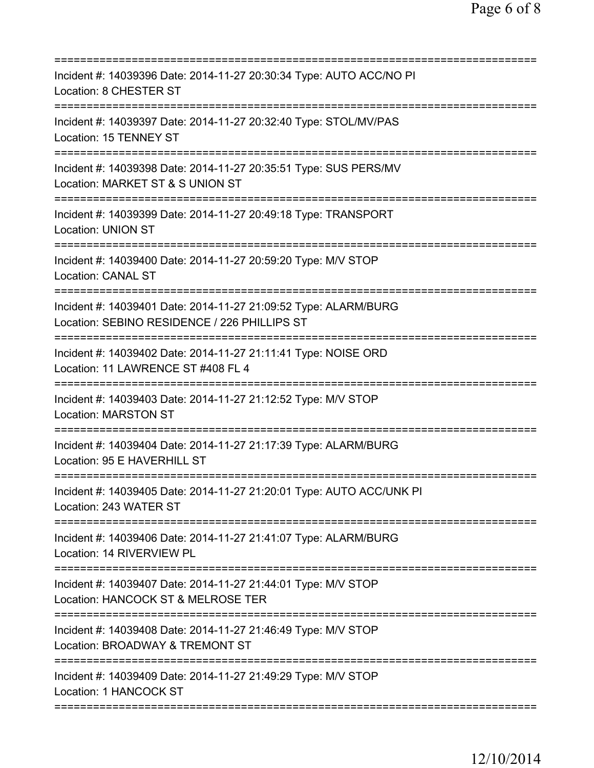===========================================================================
Incident #: 14039396 Date: 2014-11-27 20:30:34 Type: AUTO ACC/NO PI
Location: 8 CHESTER ST
===========================================================================
Incident #: 14039397 Date: 2014-11-27 20:32:40 Type: STOL/MV/PAS
Location: 15 TENNEY ST
===========================================================================
Incident #: 14039398 Date: 2014-11-27 20:35:51 Type: SUS PERS/MV
Location: MARKET ST & S UNION ST
===========================================================================
Incident #: 14039399 Date: 2014-11-27 20:49:18 Type: TRANSPORT
Location: UNION ST
===========================================================================
Incident #: 14039400 Date: 2014-11-27 20:59:20 Type: M/V STOP
Location: CANAL ST
===========================================================================
Incident #: 14039401 Date: 2014-11-27 21:09:52 Type: ALARM/BURG
Location: SEBINO RESIDENCE / 226 PHILLIPS ST
===========================================================================
Incident #: 14039402 Date: 2014-11-27 21:11:41 Type: NOISE ORD
Location: 11 LAWRENCE ST #408 FL 4
===========================================================================
Incident #: 14039403 Date: 2014-11-27 21:12:52 Type: M/V STOP
Location: MARSTON ST
===========================================================================
Incident #: 14039404 Date: 2014-11-27 21:17:39 Type: ALARM/BURG
Location: 95 E HAVERHILL ST
===========================================================================
Incident #: 14039405 Date: 2014-11-27 21:20:01 Type: AUTO ACC/UNK PI
Location: 243 WATER ST
===========================================================================
Incident #: 14039406 Date: 2014-11-27 21:41:07 Type: ALARM/BURG
Location: 14 RIVERVIEW PL
===========================================================================
Incident #: 14039407 Date: 2014-11-27 21:44:01 Type: M/V STOP
Location: HANCOCK ST & MELROSE TER
===========================================================================
Incident #: 14039408 Date: 2014-11-27 21:46:49 Type: M/V STOP
Location: BROADWAY & TREMONT ST
===========================================================================
Incident #: 14039409 Date: 2014-11-27 21:49:29 Type: M/V STOP
Location: 1 HANCOCK ST
===========================================================================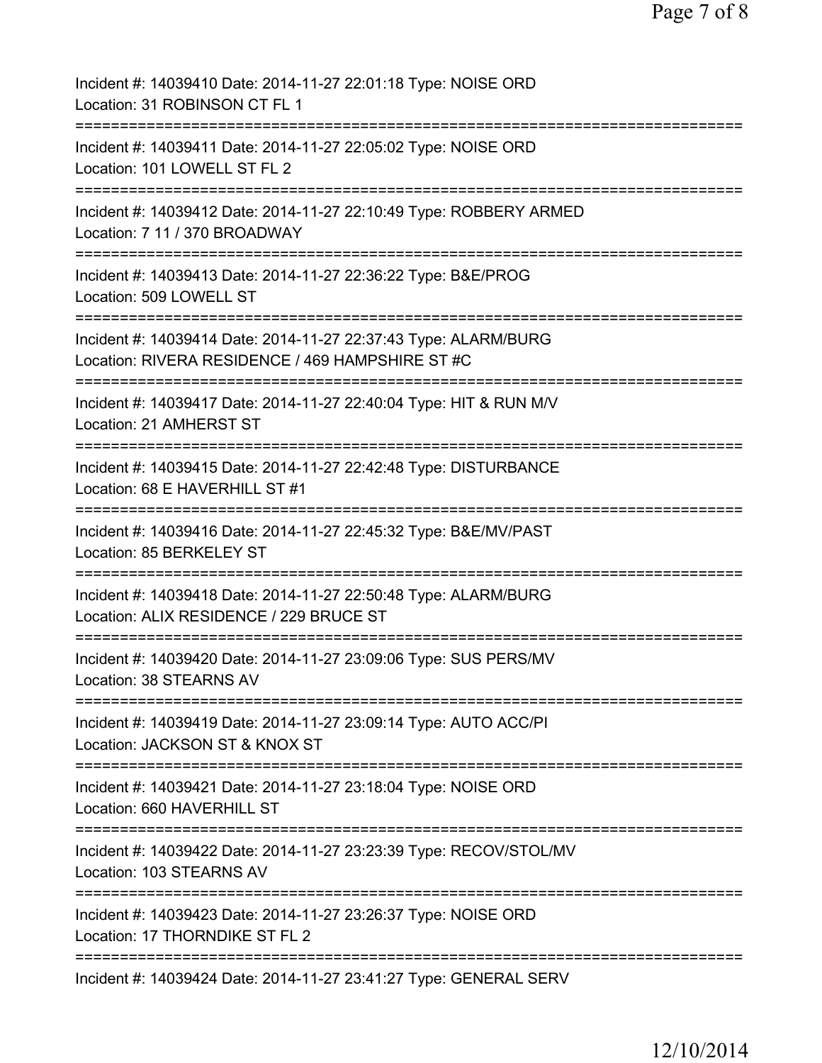Incident #: 14039410 Date: 2014-11-27 22:01:18 Type: NOISE ORD
Location: 31 ROBINSON CT FL 1

===========================================================================

Incident #: 14039411 Date: 2014-11-27 22:05:02 Type: NOISE ORD
Location: 101 LOWELL ST FL 2

===========================================================================

Incident #: 14039412 Date: 2014-11-27 22:10:49 Type: ROBBERY ARMED
Location: 7 11 / 370 BROADWAY

===========================================================================

Incident #: 14039413 Date: 2014-11-27 22:36:22 Type: B&E/PROG
Location: 509 LOWELL ST

===========================================================================

Incident #: 14039414 Date: 2014-11-27 22:37:43 Type: ALARM/BURG
Location: RIVERA RESIDENCE / 469 HAMPSHIRE ST #C

===========================================================================

Incident #: 14039417 Date: 2014-11-27 22:40:04 Type: HIT & RUN M/V
Location: 21 AMHERST ST

===========================================================================

Incident #: 14039415 Date: 2014-11-27 22:42:48 Type: DISTURBANCE
Location: 68 E HAVERHILL ST #1

===========================================================================

Incident #: 14039416 Date: 2014-11-27 22:45:32 Type: B&E/MV/PAST
Location: 85 BERKELEY ST

===========================================================================

Incident #: 14039418 Date: 2014-11-27 22:50:48 Type: ALARM/BURG
Location: ALIX RESIDENCE / 229 BRUCE ST

===========================================================================

Incident #: 14039420 Date: 2014-11-27 23:09:06 Type: SUS PERS/MV
Location: 38 STEARNS AV

===========================================================================

Incident #: 14039419 Date: 2014-11-27 23:09:14 Type: AUTO ACC/PI
Location: JACKSON ST & KNOX ST

===========================================================================

Incident #: 14039421 Date: 2014-11-27 23:18:04 Type: NOISE ORD
Location: 660 HAVERHILL ST

===========================================================================

Incident #: 14039422 Date: 2014-11-27 23:23:39 Type: RECOV/STOL/MV
Location: 103 STEARNS AV

===========================================================================

Incident #: 14039423 Date: 2014-11-27 23:26:37 Type: NOISE ORD
Location: 17 THORNDIKE ST FL 2

===========================================================================

Incident #: 14039424 Date: 2014-11-27 23:41:27 Type: GENERAL SERV

12/10/2014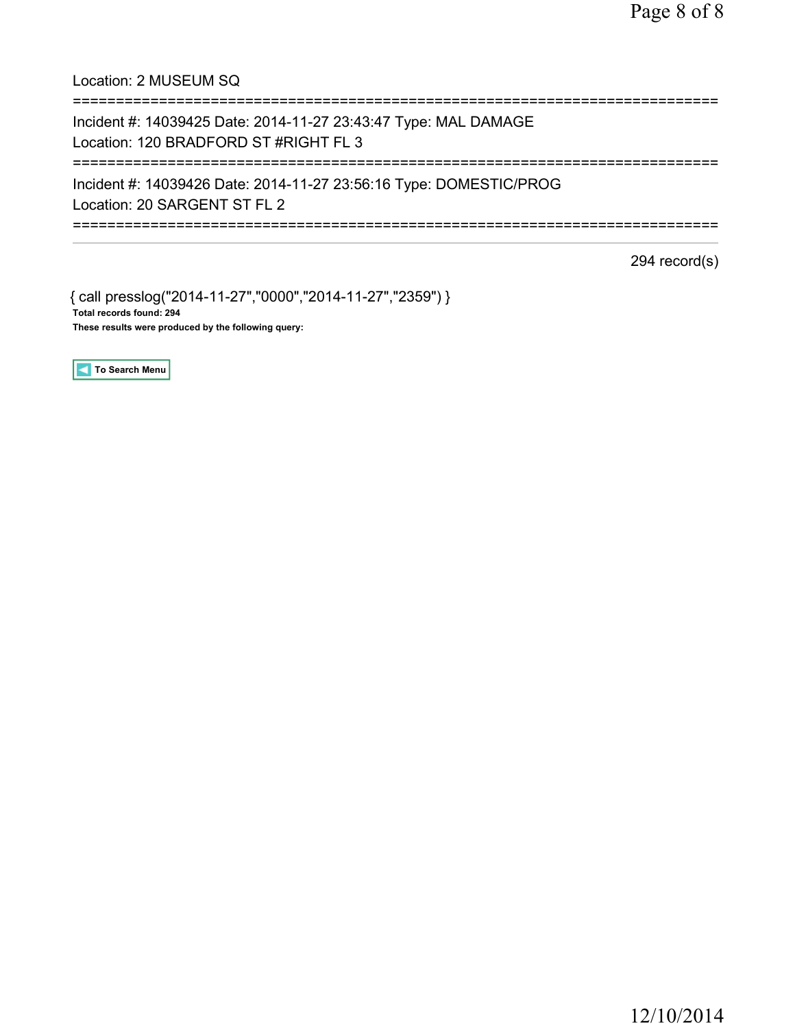Location: 2 MUSEUM SQ

===========================================================================

Incident #: 14039425 Date: 2014-11-27 23:43:47 Type: MAL DAMAGE
Location: 120 BRADFORD ST #RIGHT FL 3

===========================================================================

Incident #: 14039426 Date: 2014-11-27 23:56:16 Type: DOMESTIC/PROG
Location: 20 SARGENT ST FL 2

===========================================================================

294 record(s)

{ call presslog("2014-11-27","0000","2014-11-27","2359") }

**Total records found: 294**

**These results were produced by the following query:**

**To Search Menu**